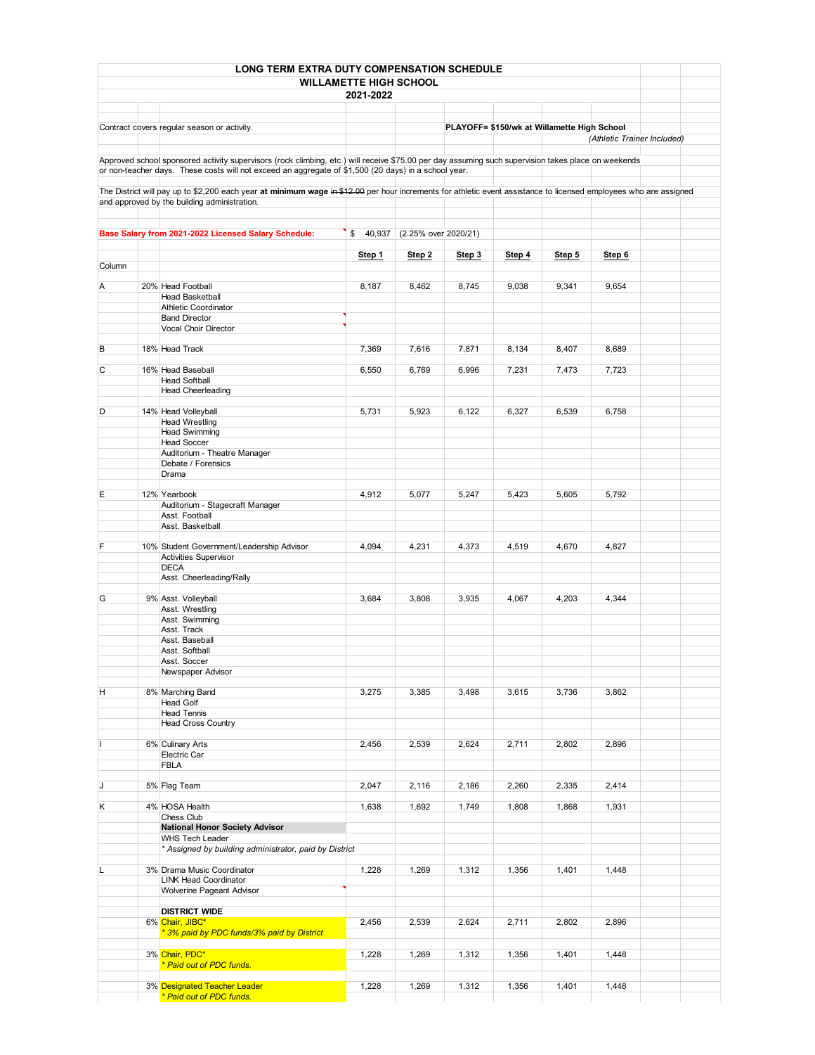# LONG TERM EXTRA DUTY COMPENSATION SCHEDULE
## WILLAMETTE HIGH SCHOOL
### 2021-2022

Contract covers regular season or activity.

**PLAYOFF= $150/wk at Willamette High School**

*(Athletic Trainer Included)*

Approved school sponsored activity supervisors (rock climbing, etc.) will receive $75.00 per day assuming such supervision takes place on weekends or non-teacher days. These costs will not exceed an aggregate of $1,500 (20 days) in a school year.

The District will pay up to $2,200 each year **at minimum wage** ~~in $12.00~~ per hour increments for athletic event assistance to licensed employees who are assigned and approved by the building administration.

**Base Salary from 2021-2022 Licensed Salary Schedule:** $ 40,937 (2.25% over 2020/21)

| Column | % | Position | Step 1 | Step 2 | Step 3 | Step 4 | Step 5 | Step 6 |
|---|---|---|---|---|---|---|---|---|
| A | 20% | Head Football | 8,187 | 8,462 | 8,745 | 9,038 | 9,341 | 9,654 |
| | | Head Basketball | | | | | | |
| | | Athletic Coordinator | | | | | | |
| | | Band Director | | | | | | |
| | | Vocal Choir Director | | | | | | |
| B | 18% | Head Track | 7,369 | 7,616 | 7,871 | 8,134 | 8,407 | 8,689 |
| C | 16% | Head Baseball | 6,550 | 6,769 | 6,996 | 7,231 | 7,473 | 7,723 |
| | | Head Softball | | | | | | |
| | | Head Cheerleading | | | | | | |
| D | 14% | Head Volleyball | 5,731 | 5,923 | 6,122 | 6,327 | 6,539 | 6,758 |
| | | Head Wrestling | | | | | | |
| | | Head Swimming | | | | | | |
| | | Head Soccer | | | | | | |
| | | Auditorium - Theatre Manager | | | | | | |
| | | Debate / Forensics | | | | | | |
| | | Drama | | | | | | |
| E | 12% | Yearbook | 4,912 | 5,077 | 5,247 | 5,423 | 5,605 | 5,792 |
| | | Auditorium - Stagecraft Manager | | | | | | |
| | | Asst. Football | | | | | | |
| | | Asst. Basketball | | | | | | |
| F | 10% | Student Government/Leadership Advisor | 4,094 | 4,231 | 4,373 | 4,519 | 4,670 | 4,827 |
| | | Activities Supervisor | | | | | | |
| | | DECA | | | | | | |
| | | Asst. Cheerleading/Rally | | | | | | |
| G | 9% | Asst. Volleyball | 3,684 | 3,808 | 3,935 | 4,067 | 4,203 | 4,344 |
| | | Asst. Wrestling | | | | | | |
| | | Asst. Swimming | | | | | | |
| | | Asst. Track | | | | | | |
| | | Asst. Baseball | | | | | | |
| | | Asst. Softball | | | | | | |
| | | Asst. Soccer | | | | | | |
| | | Newspaper Advisor | | | | | | |
| H | 8% | Marching Band | 3,275 | 3,385 | 3,498 | 3,615 | 3,736 | 3,862 |
| | | Head Golf | | | | | | |
| | | Head Tennis | | | | | | |
| | | Head Cross Country | | | | | | |
| I | 6% | Culinary Arts | 2,456 | 2,539 | 2,624 | 2,711 | 2,802 | 2,896 |
| | | Electric Car | | | | | | |
| | | FBLA | | | | | | |
| J | 5% | Flag Team | 2,047 | 2,116 | 2,186 | 2,260 | 2,335 | 2,414 |
| K | 4% | HOSA Health | 1,638 | 1,692 | 1,749 | 1,808 | 1,868 | 1,931 |
| | | Chess Club | | | | | | |
| | | **National Honor Society Advisor** | | | | | | |
| | | WHS Tech Leader | | | | | | |
| | | *\* Assigned by building administrator, paid by District* | | | | | | |
| L | 3% | Drama Music Coordinator | 1,228 | 1,269 | 1,312 | 1,356 | 1,401 | 1,448 |
| | | LINK Head Coordinator | | | | | | |
| | | Wolverine Pageant Advisor | | | | | | |
| | | **DISTRICT WIDE** | | | | | | |
| | 6% | Chair, JIBC* | 2,456 | 2,539 | 2,624 | 2,711 | 2,802 | 2,896 |
| | | *\* 3% paid by PDC funds/3% paid by District* | | | | | | |
| | 3% | Chair, PDC* | 1,228 | 1,269 | 1,312 | 1,356 | 1,401 | 1,448 |
| | | *\* Paid out of PDC funds.* | | | | | | |
| | 3% | Designated Teacher Leader | 1,228 | 1,269 | 1,312 | 1,356 | 1,401 | 1,448 |
| | | *\* Paid out of PDC funds.* | | | | | | |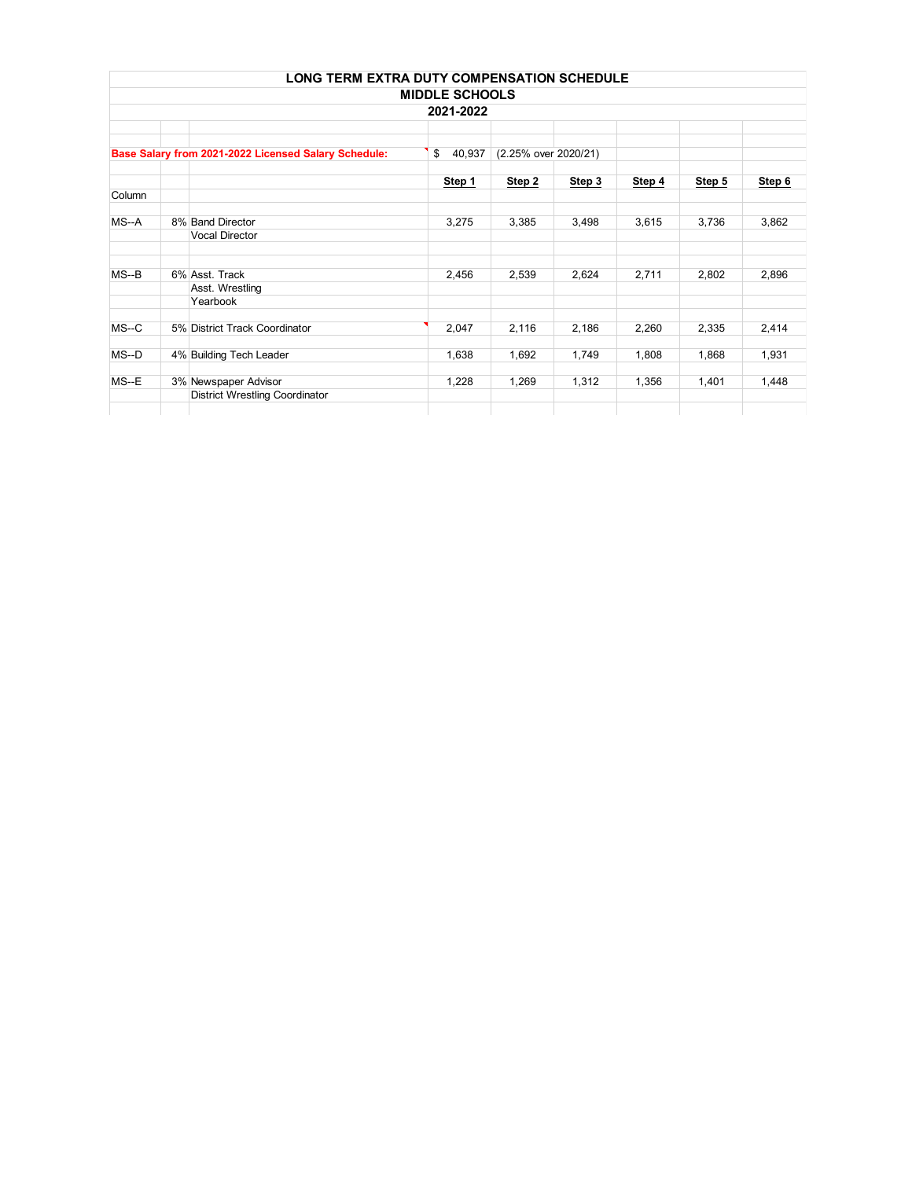# LONG TERM EXTRA DUTY COMPENSATION SCHEDULE

## MIDDLE SCHOOLS

### 2021-2022

**Base Salary from 2021-2022 Licensed Salary Schedule:** $ 40,937 (2.25% over 2020/21)

| Column | | | Step 1 | Step 2 | Step 3 | Step 4 | Step 5 | Step 6 |
|---|---|---|---|---|---|---|---|---|
| MS--A | 8% | Band Director | 3,275 | 3,385 | 3,498 | 3,615 | 3,736 | 3,862 |
| | | Vocal Director | | | | | | |
| MS--B | 6% | Asst. Track | 2,456 | 2,539 | 2,624 | 2,711 | 2,802 | 2,896 |
| | | Asst. Wrestling | | | | | | |
| | | Yearbook | | | | | | |
| MS--C | 5% | District Track Coordinator | 2,047 | 2,116 | 2,186 | 2,260 | 2,335 | 2,414 |
| MS--D | 4% | Building Tech Leader | 1,638 | 1,692 | 1,749 | 1,808 | 1,868 | 1,931 |
| MS--E | 3% | Newspaper Advisor | 1,228 | 1,269 | 1,312 | 1,356 | 1,401 | 1,448 |
| | | District Wrestling Coordinator | | | | | | |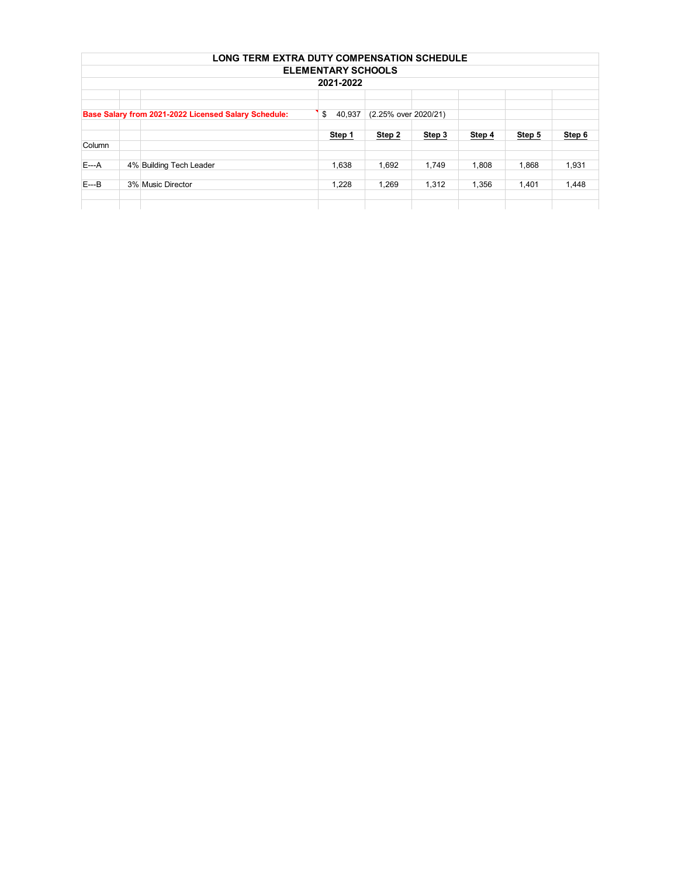# LONG TERM EXTRA DUTY COMPENSATION SCHEDULE

## ELEMENTARY SCHOOLS

### 2021-2022

**Base Salary from 2021-2022 Licensed Salary Schedule:** $ 40,937 (2.25% over 2020/21)

| Column | | | Step 1 | Step 2 | Step 3 | Step 4 | Step 5 | Step 6 |
|---|---|---|---|---|---|---|---|---|
| E---A | 4% | Building Tech Leader | 1,638 | 1,692 | 1,749 | 1,808 | 1,868 | 1,931 |
| E---B | 3% | Music Director | 1,228 | 1,269 | 1,312 | 1,356 | 1,401 | 1,448 |